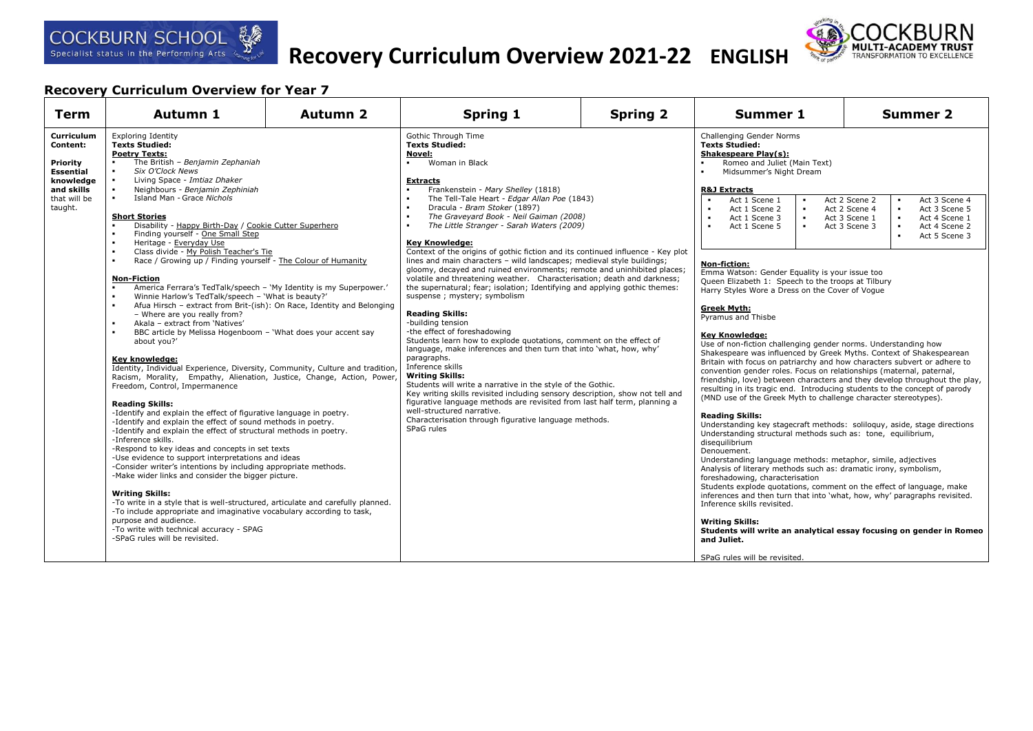# Recovery Curriculum Overview 2021-22 ENGLISH

## Recovery Curriculum Overview for Year 7

| Term | Autumn 1 | Autumn 2 | Spring 1 | Spring 2 | Summer 1 | Summer 2 |
|---|---|---|---|---|---|---|
| **Curriculum Content:**<br><br>**Priority Essential knowledge and skills** that will be taught. | Exploring Identity<br>**Texts Studied:**<br>**Poetry Texts:**<br>▪ The British – *Benjamin Zephaniah*<br>▪ *Six O'Clock News*<br>▪ Living Space - *Imtiaz Dhaker*<br>▪ Neighbours - *Benjamin Zephiniah*<br>▪ Island Man - Grace *Nichols*<br><br>**Short Stories**<br>▪ Disability - Happy Birth-Day / Cookie Cutter Superhero<br>▪ Finding yourself - One Small Step<br>▪ Heritage - Everyday Use<br>▪ Class divide - My Polish Teacher's Tie<br>▪ Race / Growing up / Finding yourself - The Colour of Humanity<br><br>**Non-Fiction**<br>▪ America Ferrara's TedTalk/speech – 'My Identity is my Superpower.'<br>▪ Winnie Harlow's TedTalk/speech – 'What is beauty?'<br>▪ Afua Hirsch – extract from Brit-(ish): On Race, Identity and Belonging – Where are you really from?<br>▪ Akala – extract from 'Natives'<br>▪ BBC article by Melissa Hogenboom – 'What does your accent say about you?'<br><br>**Key knowledge:**<br>Identity, Individual Experience, Diversity, Community, Culture and tradition, Racism, Morality, Empathy, Alienation, Justice, Change, Action, Power, Freedom, Control, Impermanence<br><br>**Reading Skills:**<br>-Identify and explain the effect of figurative language in poetry.<br>-Identify and explain the effect of sound methods in poetry.<br>-Identify and explain the effect of structural methods in poetry.<br>-Inference skills.<br>-Respond to key ideas and concepts in set texts<br>-Use evidence to support interpretations and ideas<br>-Consider writer's intentions by including appropriate methods.<br>-Make wider links and consider the bigger picture.<br><br>**Writing Skills:**<br>-To write in a style that is well-structured, articulate and carefully planned.<br>-To include appropriate and imaginative vocabulary according to task, purpose and audience.<br>-To write with technical accuracy - SPAG<br>-SPaG rules will be revisited. | | Gothic Through Time<br>**Texts Studied:**<br>**Novel:**<br>▪ Woman in Black<br><br>**Extracts**<br>▪ Frankenstein - *Mary Shelley* (1818)<br>▪ The Tell-Tale Heart - *Edgar Allan Poe* (1843)<br>▪ Dracula - *Bram Stoker* (1897)<br>▪ *The Graveyard Book - Neil Gaiman (2008)*<br>▪ *The Little Stranger - Sarah Waters (2009)*<br><br>**Key Knowledge:**<br>Context of the origins of gothic fiction and its continued influence - Key plot lines and main characters – wild landscapes; medieval style buildings; gloomy, decayed and ruined environments; remote and uninhibited places; volatile and threatening weather. Characterisation; death and darkness; the supernatural; fear; isolation; Identifying and applying gothic themes: suspense ; mystery; symbolism<br><br>**Reading Skills:**<br>-building tension<br>-the effect of foreshadowing<br>Students learn how to explode quotations, comment on the effect of language, make inferences and then turn that into 'what, how, why' paragraphs.<br>Inference skills<br>**Writing Skills:**<br>Students will write a narrative in the style of the Gothic.<br>Key writing skills revisited including sensory description, show not tell and figurative language methods are revisited from last half term, planning a well-structured narrative.<br>Characterisation through figurative language methods.<br>SPaG rules | | Challenging Gender Norms<br>**Texts Studied:**<br>**Shakespeare Play(s):**<br>▪ Romeo and Juliet (Main Text)<br>▪ Midsummer's Night Dream<br><br>**R&J Extracts**<br>▪ Act 1 Scene 1<br>▪ Act 1 Scene 2<br>▪ Act 1 Scene 3<br>▪ Act 1 Scene 5<br>▪ Act 2 Scene 2<br>▪ Act 2 Scene 4<br>▪ Act 3 Scene 1<br>▪ Act 3 Scene 3<br>▪ Act 3 Scene 4<br>▪ Act 3 Scene 5<br>▪ Act 4 Scene 1<br>▪ Act 4 Scene 2<br>▪ Act 5 Scene 3<br><br>**Non-fiction:**<br>Emma Watson: Gender Equality is your issue too<br>Queen Elizabeth 1: Speech to the troops at Tilbury<br>Harry Styles Wore a Dress on the Cover of Vogue<br><br>**Greek Myth:**<br>Pyramus and Thisbe<br><br>**Key Knowledge:**<br>Use of non-fiction challenging gender norms. Understanding how Shakespeare was influenced by Greek Myths. Context of Shakespearean Britain with focus on patriarchy and how characters subvert or adhere to convention gender roles. Focus on relationships (maternal, paternal, friendship, love) between characters and they develop throughout the play, resulting in its tragic end. Introducing students to the concept of parody (MND use of the Greek Myth to challenge character stereotypes).<br><br>**Reading Skills:**<br>Understanding key stagecraft methods: soliloquy, aside, stage directions<br>Understanding structural methods such as: tone, equilibrium, disequilibrium<br>Denouement.<br>Understanding language methods: metaphor, simile, adjectives<br>Analysis of literary methods such as: dramatic irony, symbolism, foreshadowing, characterisation<br>Students explode quotations, comment on the effect of language, make inferences and then turn that into 'what, how, why' paragraphs revisited.<br>Inference skills revisited.<br><br>**Writing Skills:**<br>**Students will write an analytical essay focusing on gender in Romeo and Juliet.**<br><br>SPaG rules will be revisited. | |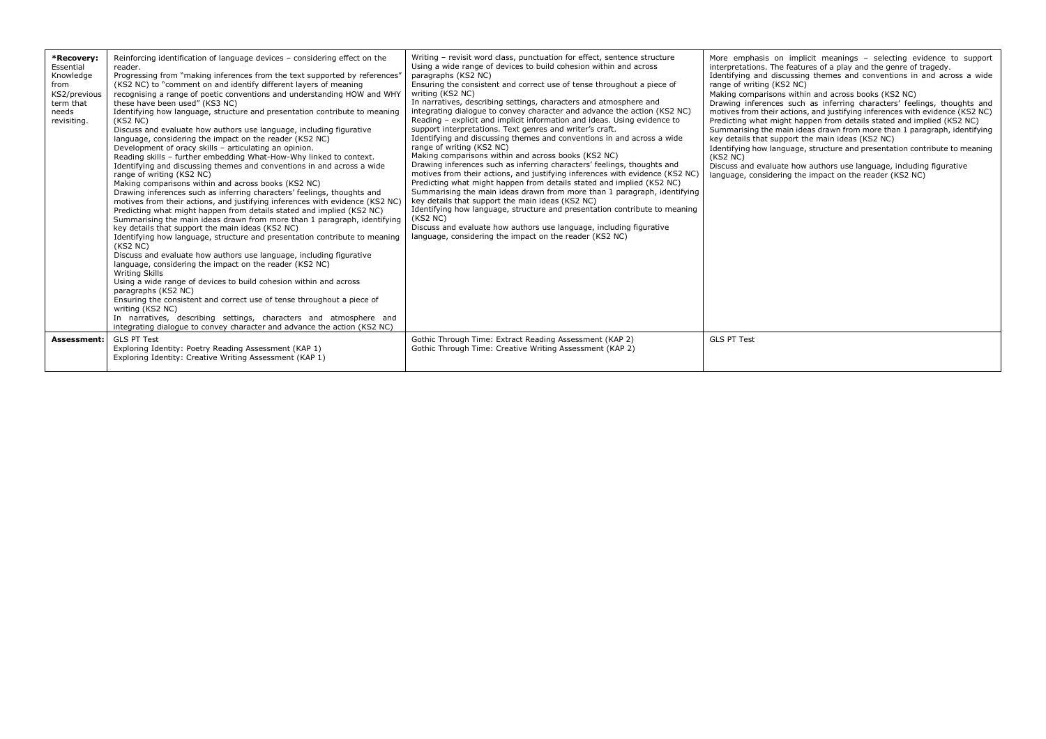| **\*Recovery:** Essential Knowledge from KS2/previous term that needs revisiting. | Reinforcing identification of language devices – considering effect on the reader.<br>Progressing from "making inferences from the text supported by references" (KS2 NC) to "comment on and identify different layers of meaning recognising a range of poetic conventions and understanding HOW and WHY these have been used" (KS3 NC)<br>Identifying how language, structure and presentation contribute to meaning (KS2 NC)<br>Discuss and evaluate how authors use language, including figurative language, considering the impact on the reader (KS2 NC)<br>Development of oracy skills – articulating an opinion.<br>Reading skills – further embedding What-How-Why linked to context.<br>Identifying and discussing themes and conventions in and across a wide range of writing (KS2 NC)<br>Making comparisons within and across books (KS2 NC)<br>Drawing inferences such as inferring characters' feelings, thoughts and motives from their actions, and justifying inferences with evidence (KS2 NC)<br>Predicting what might happen from details stated and implied (KS2 NC)<br>Summarising the main ideas drawn from more than 1 paragraph, identifying key details that support the main ideas (KS2 NC)<br>Identifying how language, structure and presentation contribute to meaning (KS2 NC)<br>Discuss and evaluate how authors use language, including figurative language, considering the impact on the reader (KS2 NC)<br>Writing Skills<br>Using a wide range of devices to build cohesion within and across paragraphs (KS2 NC)<br>Ensuring the consistent and correct use of tense throughout a piece of writing (KS2 NC)<br>In narratives, describing settings, characters and atmosphere and integrating dialogue to convey character and advance the action (KS2 NC) | Writing – revisit word class, punctuation for effect, sentence structure<br>Using a wide range of devices to build cohesion within and across paragraphs (KS2 NC)<br>Ensuring the consistent and correct use of tense throughout a piece of writing (KS2 NC)<br>In narratives, describing settings, characters and atmosphere and integrating dialogue to convey character and advance the action (KS2 NC)<br>Reading – explicit and implicit information and ideas. Using evidence to support interpretations. Text genres and writer's craft.<br>Identifying and discussing themes and conventions in and across a wide range of writing (KS2 NC)<br>Making comparisons within and across books (KS2 NC)<br>Drawing inferences such as inferring characters' feelings, thoughts and motives from their actions, and justifying inferences with evidence (KS2 NC)<br>Predicting what might happen from details stated and implied (KS2 NC)<br>Summarising the main ideas drawn from more than 1 paragraph, identifying key details that support the main ideas (KS2 NC)<br>Identifying how language, structure and presentation contribute to meaning (KS2 NC)<br>Discuss and evaluate how authors use language, including figurative language, considering the impact on the reader (KS2 NC) | More emphasis on implicit meanings – selecting evidence to support interpretations. The features of a play and the genre of tragedy.<br>Identifying and discussing themes and conventions in and across a wide range of writing (KS2 NC)<br>Making comparisons within and across books (KS2 NC)<br>Drawing inferences such as inferring characters' feelings, thoughts and motives from their actions, and justifying inferences with evidence (KS2 NC)<br>Predicting what might happen from details stated and implied (KS2 NC)<br>Summarising the main ideas drawn from more than 1 paragraph, identifying key details that support the main ideas (KS2 NC)<br>Identifying how language, structure and presentation contribute to meaning (KS2 NC)<br>Discuss and evaluate how authors use language, including figurative language, considering the impact on the reader (KS2 NC) |
|---|---|---|---|
| **Assessment:** | GLS PT Test<br>Exploring Identity: Poetry Reading Assessment (KAP 1)<br>Exploring Identity: Creative Writing Assessment (KAP 1) | Gothic Through Time: Extract Reading Assessment (KAP 2)<br>Gothic Through Time: Creative Writing Assessment (KAP 2) | GLS PT Test |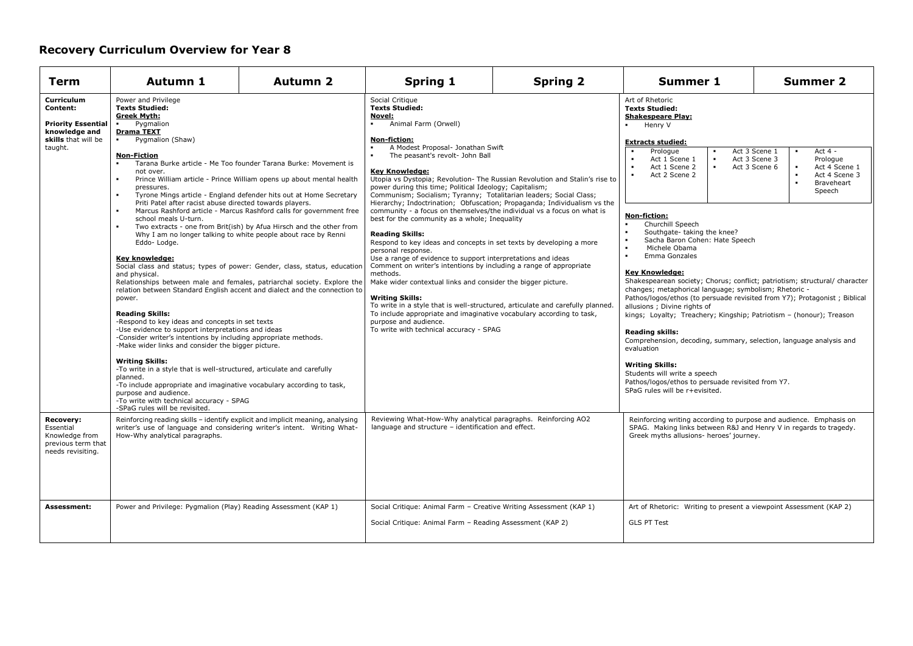# Recovery Curriculum Overview for Year 8

| Term | Autumn 1 | Autumn 2 | Spring 1 | Spring 2 | Summer 1 | Summer 2 |
|---|---|---|---|---|---|---|
| **Curriculum Content:**<br><br>**Priority Essential knowledge and skills** that will be taught. | Power and Privilege<br>**Texts Studied:**<br>**Greek Myth:**<br>▪ Pygmalion<br>**Drama TEXT**<br>▪ Pygmalion (Shaw)<br><br>**Non-Fiction**<br>▪ Tarana Burke article - Me Too founder Tarana Burke: Movement is not over.<br>▪ Prince William article - Prince William opens up about mental health pressures.<br>▪ Tyrone Mings article - England defender hits out at Home Secretary Priti Patel after racist abuse directed towards players.<br>▪ Marcus Rashford article - Marcus Rashford calls for government free school meals U-turn.<br>▪ Two extracts - one from Brit(ish) by Afua Hirsch and the other from Why I am no longer talking to white people about race by Renni Eddo- Lodge.<br><br>**Key knowledge:**<br>Social class and status; types of power: Gender, class, status, education and physical.<br>Relationships between male and females, patriarchal society. Explore the relation between Standard English accent and dialect and the connection to power.<br><br>**Reading Skills:**<br>-Respond to key ideas and concepts in set texts<br>-Use evidence to support interpretations and ideas<br>-Consider writer's intentions by including appropriate methods.<br>-Make wider links and consider the bigger picture.<br><br>**Writing Skills:**<br>-To write in a style that is well-structured, articulate and carefully planned.<br>-To include appropriate and imaginative vocabulary according to task, purpose and audience.<br>-To write with technical accuracy - SPAG<br>-SPaG rules will be revisited. | | Social Critique<br>**Texts Studied:**<br>**Novel:**<br>▪ Animal Farm (Orwell)<br><br>**Non-fiction:**<br>▪ A Modest Proposal- Jonathan Swift<br>▪ The peasant's revolt- John Ball<br><br>**Key Knowledge:**<br>Utopia vs Dystopia; Revolution- The Russian Revolution and Stalin's rise to power during this time; Political Ideology; Capitalism; Communism; Socialism; Tyranny; Totalitarian leaders; Social Class; Hierarchy; Indoctrination; Obfuscation; Propaganda; Individualism vs the community - a focus on themselves/the individual vs a focus on what is best for the community as a whole; Inequality<br><br>**Reading Skills:**<br>Respond to key ideas and concepts in set texts by developing a more personal response.<br>Use a range of evidence to support interpretations and ideas<br>Comment on writer's intentions by including a range of appropriate methods.<br>Make wider contextual links and consider the bigger picture.<br><br>**Writing Skills:**<br>To write in a style that is well-structured, articulate and carefully planned.<br>To include appropriate and imaginative vocabulary according to task, purpose and audience.<br>To write with technical accuracy - SPAG | | Art of Rhetoric<br>**Texts Studied:**<br>**Shakespeare Play:**<br>▪ Henry V<br><br>**Extracts studied:**<br>▪ Prologue<br>▪ Act 1 Scene 1<br>▪ Act 1 Scene 2<br>▪ Act 2 Scene 2<br>▪ Act 3 Scene 1<br>▪ Act 3 Scene 3<br>▪ Act 3 Scene 6<br>▪ Act 4 - Prologue<br>▪ Act 4 Scene 1<br>▪ Act 4 Scene 3<br>▪ Braveheart Speech<br><br>**Non-fiction:**<br>▪ Churchill Speech<br>▪ Southgate- taking the knee?<br>▪ Sacha Baron Cohen: Hate Speech<br>▪ Michele Obama<br>▪ Emma Gonzales<br><br>**Key Knowledge:**<br>Shakespearean society; Chorus; conflict; patriotism; structural/ character changes; metaphorical language; symbolism; Rhetoric - Pathos/logos/ethos (to persuade revisited from Y7); Protagonist ; Biblical allusions ; Divine rights of kings; Loyalty; Treachery; Kingship; Patriotism – (honour); Treason<br><br>**Reading skills:**<br>Comprehension, decoding, summary, selection, language analysis and evaluation<br><br>**Writing Skills:**<br>Students will write a speech<br>Pathos/logos/ethos to persuade revisited from Y7.<br>SPaG rules will be r+evisited. | |
| **Recovery:** Essential Knowledge from previous term that needs revisiting. | Reinforcing reading skills – identify explicit and implicit meaning, analysing writer's use of language and considering writer's intent. Writing What-How-Why analytical paragraphs. | | Reviewing What-How-Why analytical paragraphs. Reinforcing AO2 language and structure – identification and effect. | | Reinforcing writing according to purpose and audience. Emphasis on SPAG. Making links between R&J and Henry V in regards to tragedy. Greek myths allusions- heroes' journey. | |
| **Assessment:** | Power and Privilege: Pygmalion (Play) Reading Assessment (KAP 1) | | Social Critique: Animal Farm – Creative Writing Assessment (KAP 1)<br><br>Social Critique: Animal Farm – Reading Assessment (KAP 2) | | Art of Rhetoric: Writing to present a viewpoint Assessment (KAP 2)<br><br>GLS PT Test | |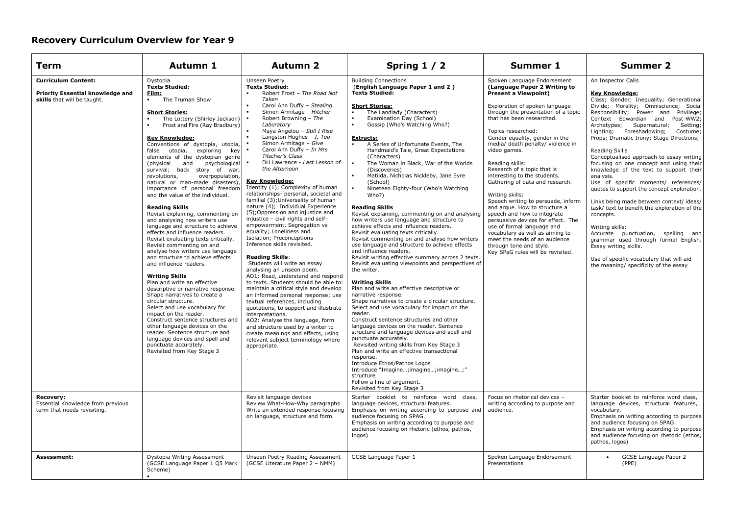## Recovery Curriculum Overview for Year 9

| Term | Autumn 1 | Autumn 2 | Spring 1 / 2 | Summer 1 | Summer 2 |
|---|---|---|---|---|---|
| **Curriculum Content:**<br><br>**Priority Essential knowledge and skills** that will be taught. | Dystopia<br>**Texts Studied:**<br>**Film:**<br>▪ The Truman Show<br><br>**Short Stories:**<br>▪ The Lottery (Shirley Jackson)<br>▪ Frost and Fire (Ray Bradbury)<br><br>**Key Knowledge:**<br>Conventions of dystopia, utopia, false utopia, exploring key elements of the dystopian genre (physical and psychological survival; back story of war, revolutions, overpopulation, natural or man-made disasters), importance of personal freedom and the value of the individual.<br><br>**Reading Skills**<br>Revisit explaining, commenting on and analysing how writers use language and structure to achieve effects and influence readers.<br>Revisit evaluating texts critically.<br>Revisit commenting on and analyse how writers use language and structure to achieve effects and influence readers.<br><br>**Writing Skills**<br>Plan and write an effective descriptive or narrative response.<br>Shape narratives to create a circular structure.<br>Select and use vocabulary for impact on the reader.<br>Construct sentence structures and other language devices on the reader. Sentence structure and language devices and spell and punctuate accurately.<br>Revisited from Key Stage 3 | Unseen Poetry<br>**Texts Studied:**<br>▪ Robert Frost – *The Road Not Taken*<br>▪ Carol Ann Duffy – *Stealing*<br>▪ Simon Armitage – *Hitcher*<br>▪ Robert Browning – *The Laboratory*<br>▪ Maya Angelou – *Still I Rise*<br>▪ Langston Hughes – *I, Too*<br>▪ Simon Armitage – *Give*<br>▪ Carol Ann Duffy – *In Mrs Tilscher's Class*<br>▪ DH Lawrence - *Last Lesson of the Afternoon*<br><br>**Key Knowledge:**<br>Identity (1); Complexity of human relationships- personal, societal and familial (3);Universality of human nature (4); Individual Experience (5);Oppression and injustice and injustice – civil rights and self-empowerment, Segregation vs equality; Loneliness and Isolation; Preconceptions<br>Inference skills revisited.<br><br>**Reading Skills**:<br>Students will write an essay analysing an unseen poem.<br>AO1: Read, understand and respond to texts. Students should be able to: maintain a critical style and develop an informed personal response; use textual references, including quotations, to support and illustrate interpretations.<br>AO2: Analyse the language, form and structure used by a writer to create meanings and effects, using relevant subject terminology where appropriate.<br>. | Building Connections<br>(**English Language Paper 1 and 2** )<br>**Texts Studied:**<br><br>**Short Stories:**<br>▪ The Landlady (Characters)<br>▪ Examination Day (School)<br>▪ Gossip (Who's Watching Who?)<br><br>**Extracts:**<br>▪ A Series of Unfortunate Events, The Handmaid's Tale, Great Expectations (Characters)<br>▪ The Woman in Black, War of the Worlds (Discoveries)<br>▪ Matilda, Nicholas Nickleby, Jane Eyre (School)<br>▪ Nineteen Eighty-four (Who's Watching Who?)<br><br>**Reading Skills**<br>Revisit explaining, commenting on and analysing how writers use language and structure to achieve effects and influence readers.<br>Revisit evaluating texts critically.<br>Revisit commenting on and analyse how writers use language and structure to achieve effects and influence readers.<br>Revisit writing effective summary across 2 texts.<br>Revisit evaluating viewpoints and perspectives of the writer.<br><br>**Writing Skills**<br>Plan and write an effective descriptive or narrative response.<br>Shape narratives to create a circular structure.<br>Select and use vocabulary for impact on the reader.<br>Construct sentence structures and other language devices on the reader. Sentence structure and language devices and spell and punctuate accurately.<br>Revisited writing skills from Key Stage 3<br>Plan and write an effective transactional response.<br>Introduce Ethos/Pathos Logos<br>Introduce "Imagine…;imagine…;imagine…;" structure<br>Follow a line of argument.<br>Revisited from Key Stage 3 | Spoken Language Endorsement<br>**(Language Paper 2 Writing to Present a Viewpoint)**<br><br>Exploration of spoken language through the presentation of a topic that has been researched.<br><br>Topics researched:<br>Gender equality, gender in the media/ death penalty/ violence in video games.<br><br>Reading skills:<br>Research of a topic that is interesting to the students.<br>Gathering of data and research.<br><br>Writing skills:<br>Speech writing to persuade, inform and argue. How to structure a speech and how to integrate persuasive devices for effect. The use of formal language and vocabulary as well as aiming to meet the needs of an audience through tone and style.<br>Key SPaG rules will be revisited. | An Inspector Calls<br><br>**Key Knowledge:**<br>Class; Gender; Inequality; Generational Divide; Morality; Omniscience; Social Responsibility; Power and Privilege; Context Edwardian and Post-WW2; Archetypes; Supernatural; Setting; Lighting; Foreshadowing; Costume; Props; Dramatic Irony; Stage Directions;<br><br>Reading Skills<br>Conceptualised approach to essay writing focusing on one concept and using their knowledge of the text to support their analysis.<br>Use of specific moments/ references/ quotes to support the concept exploration.<br><br>Links being made between context/ ideas/ task/ text to benefit the exploration of the concepts.<br><br>Writing skills:<br>Accurate punctuation, spelling and grammar used through formal English. Essay writing skills.<br><br>Use of specific vocabulary that will aid the meaning/ specificity of the essay |
| **Recovery:**<br>Essential Knowledge from previous term that needs revisiting. | | Revisit language devices<br>Review What-How-Why paragraphs<br>Write an extended response focusing on language, structure and form. | Starter booklet to reinforce word class, language devices, structural features.<br>Emphasis on writing according to purpose and audience focusing on SPAG.<br>Emphasis on writing according to purpose and audience focusing on rhetoric (ethos, pathos, logos) | Focus on rhetorical devices – writing according to purpose and audience. | Starter booklet to reinforce word class, language devices, structural features, vocabulary.<br>Emphasis on writing according to purpose and audience focusing on SPAG.<br>Emphasis on writing according to purpose and audience focusing on rhetoric (ethos, pathos, logos) |
| **Assessment:** | Dystopia Writing Assessment (GCSE Language Paper 1 Q5 Mark Scheme)<br>• | Unseen Poetry Reading Assessment (GCSE Literature Paper 2 – NMM) | GCSE Language Paper 1 | Spoken Language Endorsement Presentations | • GCSE Language Paper 2 (PPE) |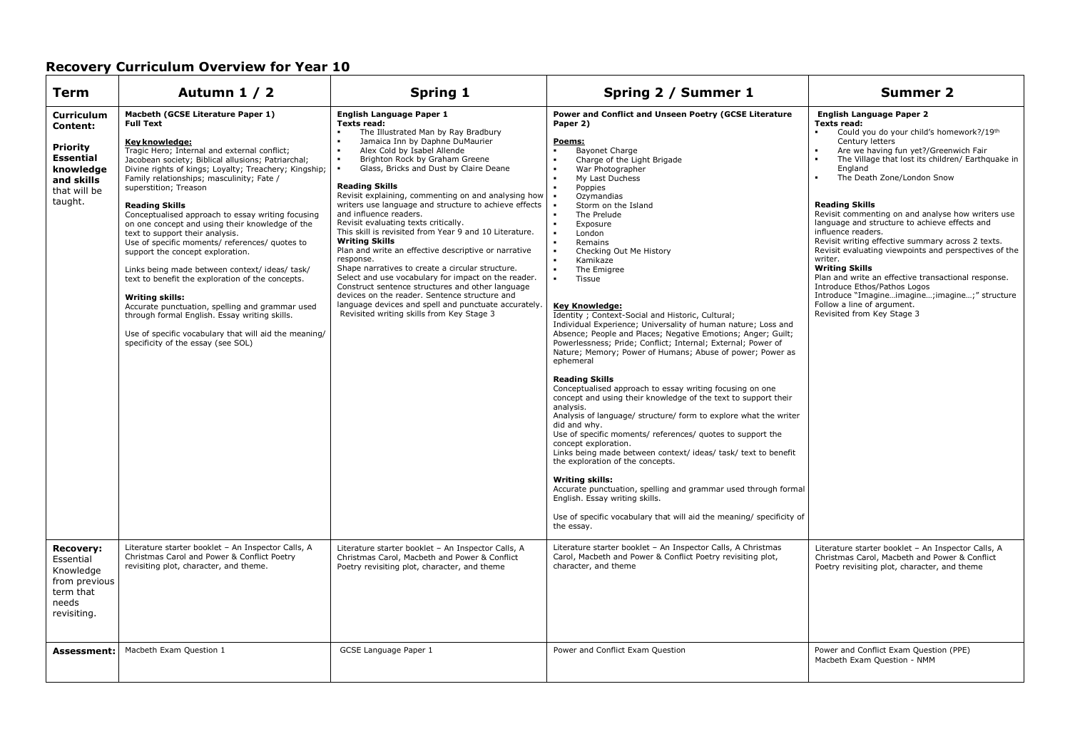## Recovery Curriculum Overview for Year 10

| Term | Autumn 1 / 2 | Spring 1 | Spring 2 / Summer 1 | Summer 2 |
|---|---|---|---|---|
| **Curriculum Content:**<br><br>**Priority Essential knowledge and skills** that will be taught. | **Macbeth (GCSE Literature Paper 1)**<br>**Full Text**<br><br>**Key knowledge:**<br>Tragic Hero; Internal and external conflict; Jacobean society; Biblical allusions; Patriarchal; Divine rights of kings; Loyalty; Treachery; Kingship; Family relationships; masculinity; Fate / superstition; Treason<br><br>**Reading Skills**<br>Conceptualised approach to essay writing focusing on one concept and using their knowledge of the text to support their analysis.<br>Use of specific moments/ references/ quotes to support the concept exploration.<br><br>Links being made between context/ ideas/ task/ text to benefit the exploration of the concepts.<br><br>**Writing skills:**<br>Accurate punctuation, spelling and grammar used through formal English. Essay writing skills.<br><br>Use of specific vocabulary that will aid the meaning/ specificity of the essay (see SOL) | **English Language Paper 1**<br>**Texts read:**<br>▪ The Illustrated Man by Ray Bradbury<br>▪ Jamaica Inn by Daphne DuMaurier<br>▪ Alex Cold by Isabel Allende<br>▪ Brighton Rock by Graham Greene<br>▪ Glass, Bricks and Dust by Claire Deane<br><br>**Reading Skills**<br>Revisit explaining, commenting on and analysing how writers use language and structure to achieve effects and influence readers.<br>Revisit evaluating texts critically.<br>This skill is revisited from Year 9 and 10 Literature.<br>**Writing Skills**<br>Plan and write an effective descriptive or narrative response.<br>Shape narratives to create a circular structure.<br>Select and use vocabulary for impact on the reader.<br>Construct sentence structures and other language devices on the reader. Sentence structure and language devices and spell and punctuate accurately.<br>Revisited writing skills from Key Stage 3 | **Power and Conflict and Unseen Poetry (GCSE Literature Paper 2)**<br><br>**Poems:**<br>▪ Bayonet Charge<br>▪ Charge of the Light Brigade<br>▪ War Photographer<br>▪ My Last Duchess<br>▪ Poppies<br>▪ Ozymandias<br>▪ Storm on the Island<br>▪ The Prelude<br>▪ Exposure<br>▪ London<br>▪ Remains<br>▪ Checking Out Me History<br>▪ Kamikaze<br>▪ The Emigree<br>▪ Tissue<br><br>**Key Knowledge:**<br>Identity ; Context-Social and Historic, Cultural; Individual Experience; Universality of human nature; Loss and Absence; People and Places; Negative Emotions; Anger; Guilt; Powerlessness; Pride; Conflict; Internal; External; Power of Nature; Memory; Power of Humans; Abuse of power; Power as ephemeral<br><br>**Reading Skills**<br>Conceptualised approach to essay writing focusing on one concept and using their knowledge of the text to support their analysis.<br>Analysis of language/ structure/ form to explore what the writer did and why.<br>Use of specific moments/ references/ quotes to support the concept exploration.<br>Links being made between context/ ideas/ task/ text to benefit the exploration of the concepts.<br><br>**Writing skills:**<br>Accurate punctuation, spelling and grammar used through formal English. Essay writing skills.<br><br>Use of specific vocabulary that will aid the meaning/ specificity of the essay. | **English Language Paper 2**<br>**Texts read:**<br>▪ Could you do your child's homework?/19th Century letters<br>▪ Are we having fun yet?/Greenwich Fair<br>▪ The Village that lost its children/ Earthquake in England<br>▪ The Death Zone/London Snow<br><br>**Reading Skills**<br>Revisit commenting on and analyse how writers use language and structure to achieve effects and influence readers.<br>Revisit writing effective summary across 2 texts.<br>Revisit evaluating viewpoints and perspectives of the writer.<br>**Writing Skills**<br>Plan and write an effective transactional response.<br>Introduce Ethos/Pathos Logos<br>Introduce "Imagine…imagine…;imagine…;" structure<br>Follow a line of argument.<br>Revisited from Key Stage 3 |
| **Recovery:** Essential Knowledge from previous term that needs revisiting. | Literature starter booklet – An Inspector Calls, A Christmas Carol and Power & Conflict Poetry revisiting plot, character, and theme. | Literature starter booklet – An Inspector Calls, A Christmas Carol, Macbeth and Power & Conflict Poetry revisiting plot, character, and theme | Literature starter booklet – An Inspector Calls, A Christmas Carol, Macbeth and Power & Conflict Poetry revisiting plot, character, and theme | Literature starter booklet – An Inspector Calls, A Christmas Carol, Macbeth and Power & Conflict Poetry revisiting plot, character, and theme |
| **Assessment:** | Macbeth Exam Question 1 | GCSE Language Paper 1 | Power and Conflict Exam Question | Power and Conflict Exam Question (PPE)<br>Macbeth Exam Question - NMM |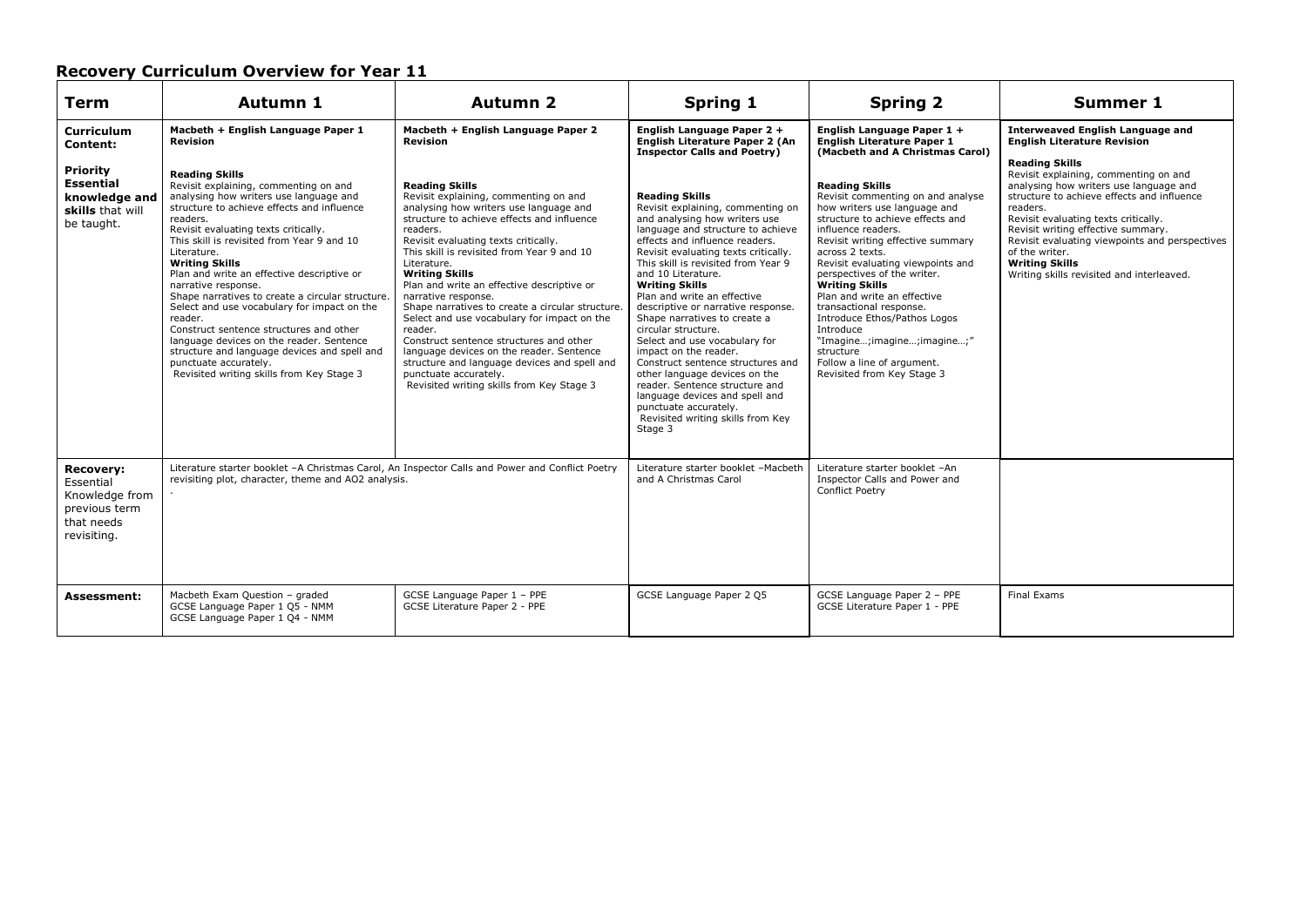## Recovery Curriculum Overview for Year 11

| Term | Autumn 1 | Autumn 2 | Spring 1 | Spring 2 | Summer 1 |
|---|---|---|---|---|---|
| **Curriculum Content:**<br><br>**Priority Essential knowledge and skills** that will be taught. | **Macbeth + English Language Paper 1 Revision**<br><br>**Reading Skills**<br>Revisit explaining, commenting on and analysing how writers use language and structure to achieve effects and influence readers.<br>Revisit evaluating texts critically.<br>This skill is revisited from Year 9 and 10 Literature.<br>**Writing Skills**<br>Plan and write an effective descriptive or narrative response.<br>Shape narratives to create a circular structure.<br>Select and use vocabulary for impact on the reader.<br>Construct sentence structures and other language devices on the reader. Sentence structure and language devices and spell and punctuate accurately.<br>Revisited writing skills from Key Stage 3 | **Macbeth + English Language Paper 2 Revision**<br><br>**Reading Skills**<br>Revisit explaining, commenting on and analysing how writers use language and structure to achieve effects and influence readers.<br>Revisit evaluating texts critically.<br>This skill is revisited from Year 9 and 10 Literature.<br>**Writing Skills**<br>Plan and write an effective descriptive or narrative response.<br>Shape narratives to create a circular structure.<br>Select and use vocabulary for impact on the reader.<br>Construct sentence structures and other language devices on the reader. Sentence structure and language devices and spell and punctuate accurately.<br>Revisited writing skills from Key Stage 3 | **English Language Paper 2 + English Literature Paper 2 (An Inspector Calls and Poetry)**<br><br>**Reading Skills**<br>Revisit explaining, commenting on and analysing how writers use language and structure to achieve effects and influence readers.<br>Revisit evaluating texts critically.<br>This skill is revisited from Year 9 and 10 Literature.<br>**Writing Skills**<br>Plan and write an effective descriptive or narrative response.<br>Shape narratives to create a circular structure.<br>Select and use vocabulary for impact on the reader.<br>Construct sentence structures and other language devices on the reader. Sentence structure and language devices and spell and punctuate accurately.<br>Revisited writing skills from Key Stage 3 | **English Language Paper 1 + English Literature Paper 1 (Macbeth and A Christmas Carol)**<br><br>**Reading Skills**<br>Revisit commenting on and analyse how writers use language and structure to achieve effects and influence readers.<br>Revisit writing effective summary across 2 texts.<br>Revisit evaluating viewpoints and perspectives of the writer.<br>**Writing Skills**<br>Plan and write an effective transactional response.<br>Introduce Ethos/Pathos Logos<br>Introduce "Imagine…;imagine…;imagine…;" structure<br>Follow a line of argument.<br>Revisited from Key Stage 3 | **Interweaved English Language and English Literature Revision**<br><br>**Reading Skills**<br>Revisit explaining, commenting on and analysing how writers use language and structure to achieve effects and influence readers.<br>Revisit evaluating texts critically.<br>Revisit writing effective summary.<br>Revisit evaluating viewpoints and perspectives of the writer.<br>**Writing Skills**<br>Writing skills revisited and interleaved. |
| **Recovery:** Essential Knowledge from previous term that needs revisiting. | Literature starter booklet –A Christmas Carol, An Inspector Calls and Power and Conflict Poetry revisiting plot, character, theme and AO2 analysis.<br>. | | Literature starter booklet –Macbeth and A Christmas Carol | Literature starter booklet –An Inspector Calls and Power and Conflict Poetry | |
| **Assessment:** | Macbeth Exam Question – graded<br>GCSE Language Paper 1 Q5 - NMM<br>GCSE Language Paper 1 Q4 - NMM | GCSE Language Paper 1 – PPE<br>GCSE Literature Paper 2 - PPE | GCSE Language Paper 2 Q5 | GCSE Language Paper 2 – PPE<br>GCSE Literature Paper 1 - PPE | Final Exams |